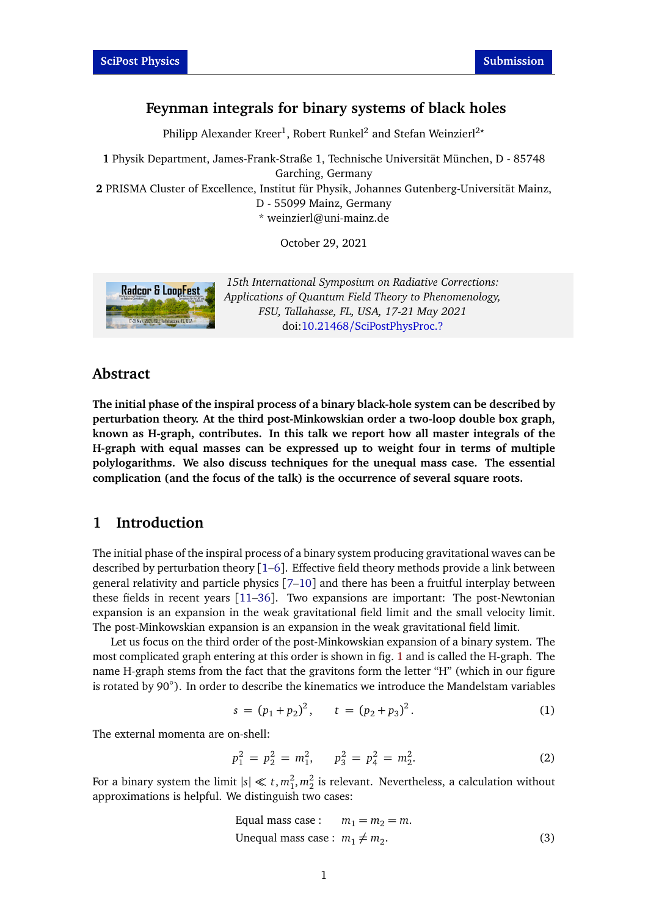# Feynman integrals for binary systems of black holes

Philipp Alexander Kreer[1], Robert Runkel[2] and Stefan Weinzierl[2*]

**1** Physik Department, James-Frank-Straße 1, Technische Universität München, D - 85748 Garching, Germany

**2** PRISMA Cluster of Excellence, Institut für Physik, Johannes Gutenberg-Universität Mainz, D - 55099 Mainz, Germany

\* weinzierl@uni-mainz.de

October 29, 2021

*15th International Symposium on Radiative Corrections: Applications of Quantum Field Theory to Phenomenology, FSU, Tallahasse, FL, USA, 17-21 May 2021*
doi:10.21468/SciPostPhysProc.?

## Abstract

**The initial phase of the inspiral process of a binary black-hole system can be described by perturbation theory. At the third post-Minkowskian order a two-loop double box graph, known as H-graph, contributes. In this talk we report how all master integrals of the H-graph with equal masses can be expressed up to weight four in terms of multiple polylogarithms. We also discuss techniques for the unequal mass case. The essential complication (and the focus of the talk) is the occurrence of several square roots.**

## 1 Introduction

The initial phase of the inspiral process of a binary system producing gravitational waves can be described by perturbation theory [1–6]. Effective field theory methods provide a link between general relativity and particle physics [7–10] and there has been a fruitful interplay between these fields in recent years [11–36]. Two expansions are important: The post-Newtonian expansion is an expansion in the weak gravitational field limit and the small velocity limit. The post-Minkowskian expansion is an expansion in the weak gravitational field limit.

Let us focus on the third order of the post-Minkowskian expansion of a binary system. The most complicated graph entering at this order is shown in fig. 1 and is called the H-graph. The name H-graph stems from the fact that the gravitons form the letter "H" (which in our figure is rotated by 90°). In order to describe the kinematics we introduce the Mandelstam variables

$$s = (p_1 + p_2)^2, \qquad t = (p_2 + p_3)^2. \tag{1}$$

The external momenta are on-shell:

$$p_1^2 = p_2^2 = m_1^2, \qquad p_3^2 = p_4^2 = m_2^2. \tag{2}$$

For a binary system the limit $|s| \ll t, m_1^2, m_2^2$ is relevant. Nevertheless, a calculation without approximations is helpful. We distinguish two cases:

$$\begin{aligned} &\text{Equal mass case :} \quad m_1 = m_2 = m. \\ &\text{Unequal mass case :} \quad m_1 \neq m_2. \end{aligned} \tag{3}$$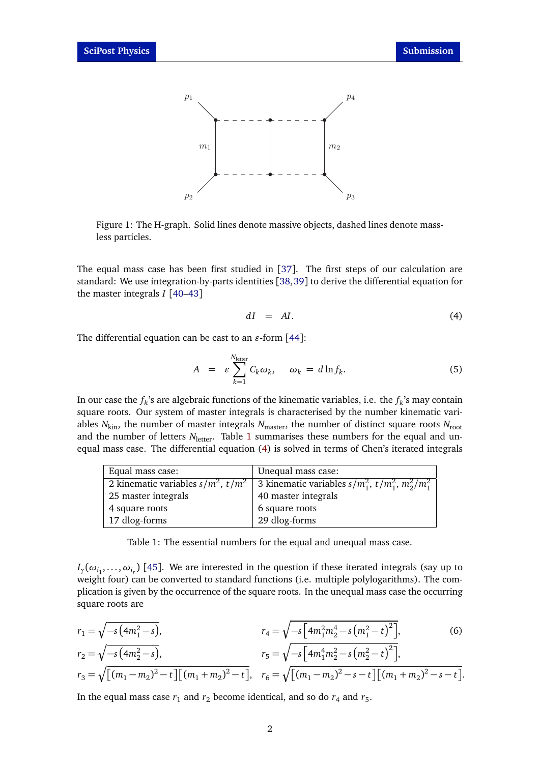Figure 1: The H-graph. Solid lines denote massive objects, dashed lines denote massless particles.

The equal mass case has been first studied in [37]. The first steps of our calculation are standard: We use integration-by-parts identities [38,39] to derive the differential equation for the master integrals $I$ [40–43]

$$dI \;=\; AI. \tag{4}$$

The differential equation can be cast to an $\varepsilon$-form [44]:

$$A \;=\; \varepsilon \sum_{k=1}^{N_{\mathrm{letter}}} C_k \omega_k, \qquad \omega_k \;=\; d \ln f_k. \tag{5}$$

In our case the $f_k$'s are algebraic functions of the kinematic variables, i.e. the $f_k$'s may contain square roots. Our system of master integrals is characterised by the number kinematic variables $N_{\mathrm{kin}}$, the number of master integrals $N_{\mathrm{master}}$, the number of distinct square roots $N_{\mathrm{root}}$ and the number of letters $N_{\mathrm{letter}}$. Table 1 summarises these numbers for the equal and unequal mass case. The differential equation (4) is solved in terms of Chen's iterated integrals

| Equal mass case: | Unequal mass case: |
|---|---|
| 2 kinematic variables $s/m^2$, $t/m^2$ | 3 kinematic variables $s/m_1^2$, $t/m_1^2$, $m_2^2/m_1^2$ |
| 25 master integrals | 40 master integrals |
| 4 square roots | 6 square roots |
| 17 dlog-forms | 29 dlog-forms |

Table 1: The essential numbers for the equal and unequal mass case.

$I_\gamma(\omega_{i_1}, \dots, \omega_{i_r})$ [45]. We are interested in the question if these iterated integrals (say up to weight four) can be converted to standard functions (i.e. multiple polylogarithms). The complication is given by the occurrence of the square roots. In the unequal mass case the occurring square roots are

$$\begin{aligned}
r_1 &= \sqrt{-s\left(4m_1^2 - s\right)}, & r_4 &= \sqrt{-s\left[4m_1^2 m_2^4 - s\left(m_1^2 - t\right)^2\right]}, \\
r_2 &= \sqrt{-s\left(4m_2^2 - s\right)}, & r_5 &= \sqrt{-s\left[4m_1^4 m_2^2 - s\left(m_2^2 - t\right)^2\right]}, \\
r_3 &= \sqrt{\left[(m_1 - m_2)^2 - t\right]\left[(m_1 + m_2)^2 - t\right]}, & r_6 &= \sqrt{\left[(m_1 - m_2)^2 - s - t\right]\left[(m_1 + m_2)^2 - s - t\right]}.
\end{aligned} \tag{6}$$

In the equal mass case $r_1$ and $r_2$ become identical, and so do $r_4$ and $r_5$.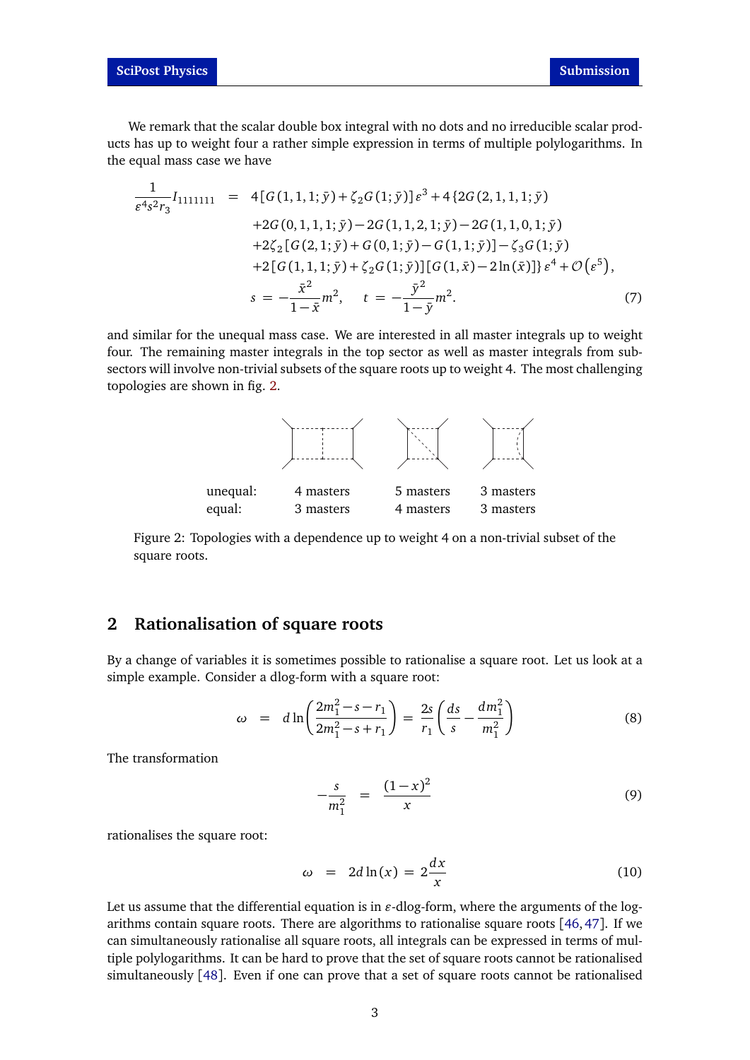We remark that the scalar double box integral with no dots and no irreducible scalar products has up to weight four a rather simple expression in terms of multiple polylogarithms. In the equal mass case we have

$$
\begin{aligned}
\frac{1}{\varepsilon^4 s^2 r_3} I_{1111111} &= 4\left[G(1,1,1;\bar{y}) + \zeta_2 G(1;\bar{y})\right]\varepsilon^3 + 4\left\{2G(2,1,1,1;\bar{y})\right. \\
&\quad +2G(0,1,1,1;\bar{y}) - 2G(1,1,2,1;\bar{y}) - 2G(1,1,0,1;\bar{y}) \\
&\quad +2\zeta_2\left[G(2,1;\bar{y}) + G(0,1;\bar{y}) - G(1,1;\bar{y})\right] - \zeta_3 G(1;\bar{y}) \\
&\quad \left. +2\left[G(1,1,1;\bar{y}) + \zeta_2 G(1;\bar{y})\right]\left[G(1,\bar{x}) - 2\ln(\bar{x})\right]\right\}\varepsilon^4 + \mathcal{O}\left(\varepsilon^5\right), \\
s &= -\frac{\bar{x}^2}{1-\bar{x}} m^2, \quad t = -\frac{\bar{y}^2}{1-\bar{y}} m^2.
\end{aligned}
\tag{7}
$$

and similar for the unequal mass case. We are interested in all master integrals up to weight four. The remaining master integrals in the top sector as well as master integrals from sub-sectors will involve non-trivial subsets of the square roots up to weight 4. The most challenging topologies are shown in fig. 2.

| | | | |
|---|---|---|---|
| unequal: | 4 masters | 5 masters | 3 masters |
| equal: | 3 masters | 4 masters | 3 masters |

Figure 2: Topologies with a dependence up to weight 4 on a non-trivial subset of the square roots.

## 2 Rationalisation of square roots

By a change of variables it is sometimes possible to rationalise a square root. Let us look at a simple example. Consider a dlog-form with a square root:

$$
\omega = d\ln\left(\frac{2m_1^2 - s - r_1}{2m_1^2 - s + r_1}\right) = \frac{2s}{r_1}\left(\frac{ds}{s} - \frac{dm_1^2}{m_1^2}\right) \tag{8}
$$

The transformation

$$
-\frac{s}{m_1^2} = \frac{(1-x)^2}{x} \tag{9}
$$

rationalises the square root:

$$
\omega = 2d\ln(x) = 2\frac{dx}{x} \tag{10}
$$

Let us assume that the differential equation is in $\varepsilon$-dlog-form, where the arguments of the logarithms contain square roots. There are algorithms to rationalise square roots [46, 47]. If we can simultaneously rationalise all square roots, all integrals can be expressed in terms of multiple polylogarithms. It can be hard to prove that the set of square roots cannot be rationalised simultaneously [48]. Even if one can prove that a set of square roots cannot be rationalised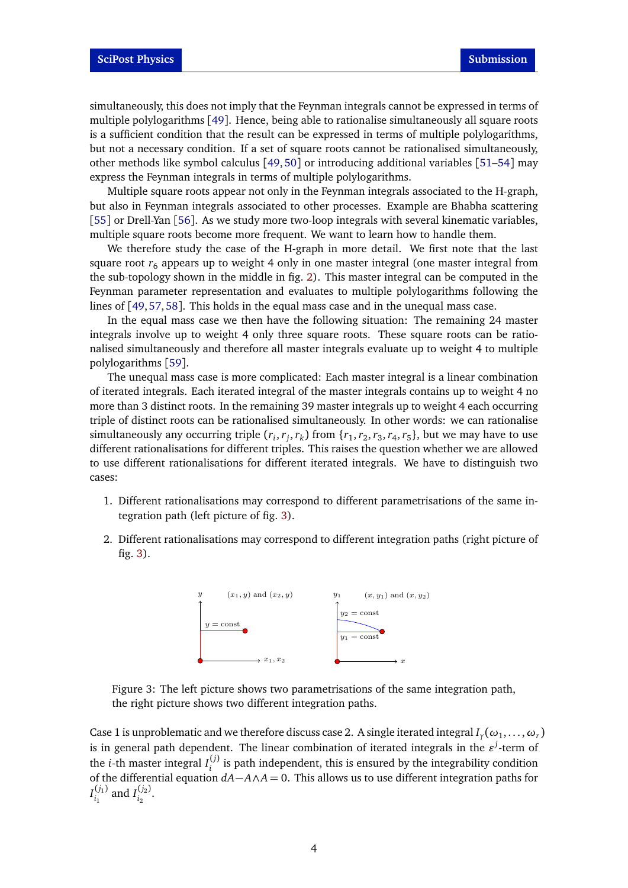simultaneously, this does not imply that the Feynman integrals cannot be expressed in terms of multiple polylogarithms [49]. Hence, being able to rationalise simultaneously all square roots is a sufficient condition that the result can be expressed in terms of multiple polylogarithms, but not a necessary condition. If a set of square roots cannot be rationalised simultaneously, other methods like symbol calculus [49, 50] or introducing additional variables [51–54] may express the Feynman integrals in terms of multiple polylogarithms.

Multiple square roots appear not only in the Feynman integrals associated to the H-graph, but also in Feynman integrals associated to other processes. Example are Bhabha scattering [55] or Drell-Yan [56]. As we study more two-loop integrals with several kinematic variables, multiple square roots become more frequent. We want to learn how to handle them.

We therefore study the case of the H-graph in more detail. We first note that the last square root $r_6$ appears up to weight 4 only in one master integral (one master integral from the sub-topology shown in the middle in fig. 2). This master integral can be computed in the Feynman parameter representation and evaluates to multiple polylogarithms following the lines of [49, 57, 58]. This holds in the equal mass case and in the unequal mass case.

In the equal mass case we then have the following situation: The remaining 24 master integrals involve up to weight 4 only three square roots. These square roots can be rationalised simultaneously and therefore all master integrals evaluate up to weight 4 to multiple polylogarithms [59].

The unequal mass case is more complicated: Each master integral is a linear combination of iterated integrals. Each iterated integral of the master integrals contains up to weight 4 no more than 3 distinct roots. In the remaining 39 master integrals up to weight 4 each occurring triple of distinct roots can be rationalised simultaneously. In other words: we can rationalise simultaneously any occurring triple $(r_i, r_j, r_k)$ from $\{r_1, r_2, r_3, r_4, r_5\}$, but we may have to use different rationalisations for different triples. This raises the question whether we are allowed to use different rationalisations for different iterated integrals. We have to distinguish two cases:

1. Different rationalisations may correspond to different parametrisations of the same integration path (left picture of fig. 3).
2. Different rationalisations may correspond to different integration paths (right picture of fig. 3).

Figure 3: The left picture shows two parametrisations of the same integration path, the right picture shows two different integration paths.

Case 1 is unproblematic and we therefore discuss case 2. A single iterated integral $I_\gamma(\omega_1, \dots, \omega_r)$ is in general path dependent. The linear combination of iterated integrals in the $\varepsilon^j$-term of the $i$-th master integral $I_i^{(j)}$ is path independent, this is ensured by the integrability condition of the differential equation $dA - A \wedge A = 0$. This allows us to use different integration paths for $I_{i_1}^{(j_1)}$ and $I_{i_2}^{(j_2)}$.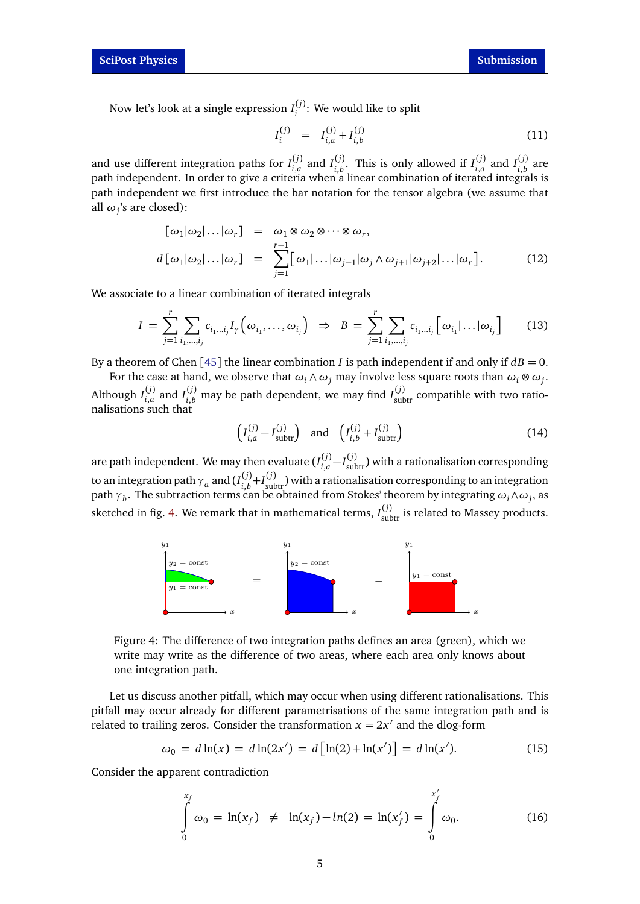Now let's look at a single expression $I_i^{(j)}$: We would like to split

$$I_i^{(j)} \;=\; I_{i,a}^{(j)} + I_{i,b}^{(j)} \tag{11}$$

and use different integration paths for $I_{i,a}^{(j)}$ and $I_{i,b}^{(j)}$. This is only allowed if $I_{i,a}^{(j)}$ and $I_{i,b}^{(j)}$ are path independent. In order to give a criteria when a linear combination of iterated integrals is path independent we first introduce the bar notation for the tensor algebra (we assume that all $\omega_j$'s are closed):

$$\begin{aligned}
[\omega_1|\omega_2|\dots|\omega_r] &= \omega_1 \otimes \omega_2 \otimes \dots \otimes \omega_r, \\
d\,[\omega_1|\omega_2|\dots|\omega_r] &= \sum_{j=1}^{r-1} \left[\omega_1|\dots|\omega_{j-1}|\omega_j \wedge \omega_{j+1}|\omega_{j+2}|\dots|\omega_r\right].
\end{aligned} \tag{12}$$

We associate to a linear combination of iterated integrals

$$I \;=\; \sum_{j=1}^{r} \sum_{i_1,\dots,i_j} c_{i_1\dots i_j} I_\gamma\left(\omega_{i_1},\dots,\omega_{i_j}\right) \;\Rightarrow\; B \;=\; \sum_{j=1}^{r} \sum_{i_1,\dots,i_j} c_{i_1\dots i_j} \left[\omega_{i_1}|\dots|\omega_{i_j}\right] \tag{13}$$

By a theorem of Chen [45] the linear combination $I$ is path independent if and only if $dB = 0$.

For the case at hand, we observe that $\omega_i \wedge \omega_j$ may involve less square roots than $\omega_i \otimes \omega_j$. Although $I_{i,a}^{(j)}$ and $I_{i,b}^{(j)}$ may be path dependent, we may find $I_{\text{subtr}}^{(j)}$ compatible with two rationalisations such that

$$\left(I_{i,a}^{(j)} - I_{\text{subtr}}^{(j)}\right) \quad \text{and} \quad \left(I_{i,b}^{(j)} + I_{\text{subtr}}^{(j)}\right) \tag{14}$$

are path independent. We may then evaluate $(I_{i,a}^{(j)} - I_{\text{subtr}}^{(j)})$ with a rationalisation corresponding to an integration path $\gamma_a$ and $(I_{i,b}^{(j)} + I_{\text{subtr}}^{(j)})$ with a rationalisation corresponding to an integration path $\gamma_b$. The subtraction terms can be obtained from Stokes' theorem by integrating $\omega_i \wedge \omega_j$, as sketched in fig. 4. We remark that in mathematical terms, $I_{\text{subtr}}^{(j)}$ is related to Massey products.

Figure 4: The difference of two integration paths defines an area (green), which we write may write as the difference of two areas, where each area only knows about one integration path.

Let us discuss another pitfall, which may occur when using different rationalisations. This pitfall may occur already for different parametrisations of the same integration path and is related to trailing zeros. Consider the transformation $x = 2x'$ and the dlog-form

$$\omega_0 \;=\; d\ln(x) \;=\; d\ln(2x') \;=\; d\left[\ln(2) + \ln(x')\right] \;=\; d\ln(x'). \tag{15}$$

Consider the apparent contradiction

$$\int_0^{x_f} \omega_0 \;=\; \ln(x_f) \;\neq\; \ln(x_f) - ln(2) \;=\; \ln(x_f') \;=\; \int_0^{x_f'} \omega_0. \tag{16}$$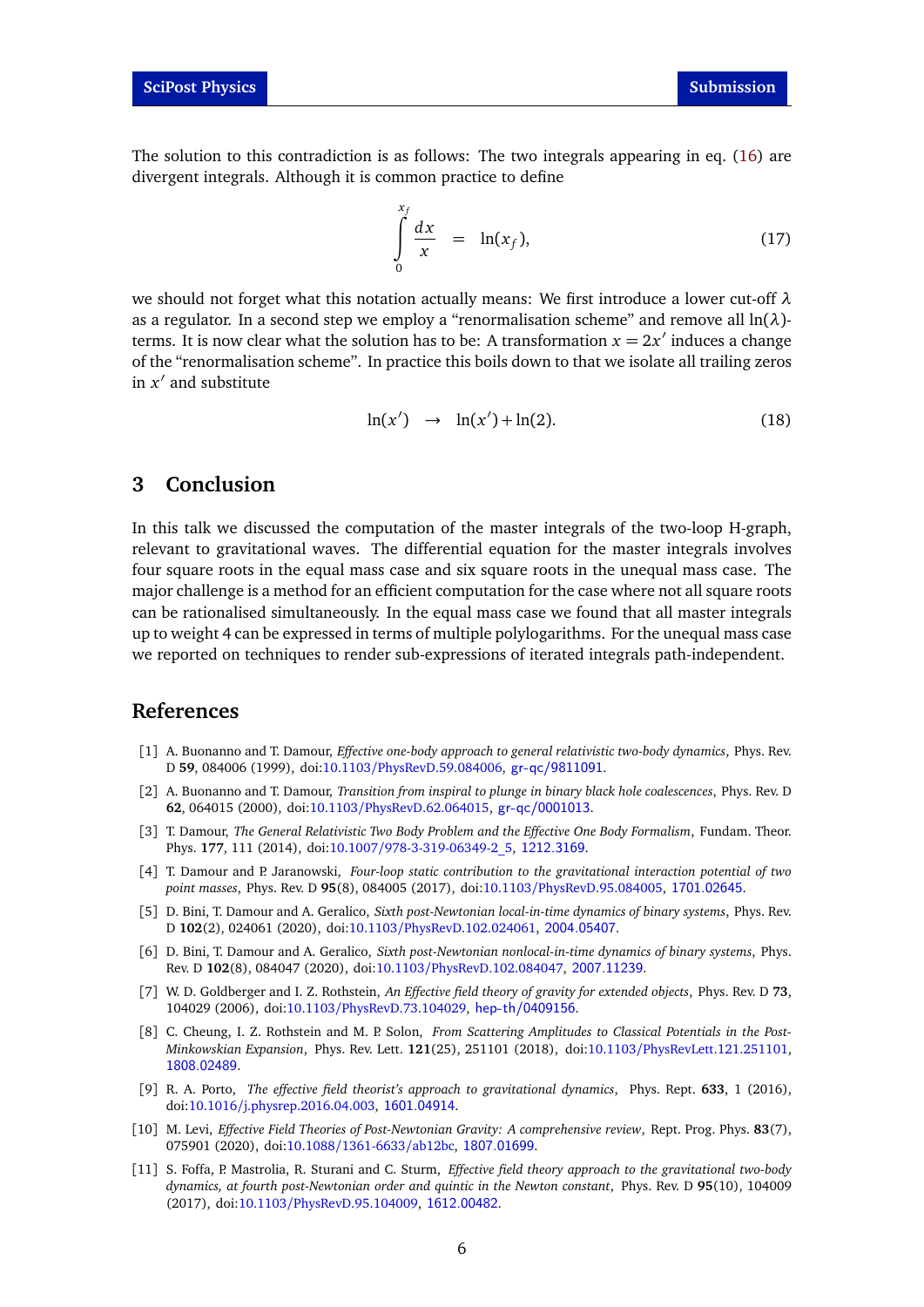The solution to this contradiction is as follows: The two integrals appearing in eq. (16) are divergent integrals. Although it is common practice to define

$$\int\limits_0^{x_f} \frac{dx}{x} \;=\; \ln(x_f), \tag{17}$$

we should not forget what this notation actually means: We first introduce a lower cut-off $\lambda$ as a regulator. In a second step we employ a "renormalisation scheme" and remove all $\ln(\lambda)$-terms. It is now clear what the solution has to be: A transformation $x = 2x'$ induces a change of the "renormalisation scheme". In practice this boils down to that we isolate all trailing zeros in $x'$ and substitute

$$\ln(x') \;\;\rightarrow\;\; \ln(x') + \ln(2). \tag{18}$$

## 3 Conclusion

In this talk we discussed the computation of the master integrals of the two-loop H-graph, relevant to gravitational waves. The differential equation for the master integrals involves four square roots in the equal mass case and six square roots in the unequal mass case. The major challenge is a method for an efficient computation for the case where not all square roots can be rationalised simultaneously. In the equal mass case we found that all master integrals up to weight 4 can be expressed in terms of multiple polylogarithms. For the unequal mass case we reported on techniques to render sub-expressions of iterated integrals path-independent.

## References

[1] A. Buonanno and T. Damour, *Effective one-body approach to general relativistic two-body dynamics*, Phys. Rev. D **59**, 084006 (1999), doi:10.1103/PhysRevD.59.084006, gr-qc/9811091.

[2] A. Buonanno and T. Damour, *Transition from inspiral to plunge in binary black hole coalescences*, Phys. Rev. D **62**, 064015 (2000), doi:10.1103/PhysRevD.62.064015, gr-qc/0001013.

[3] T. Damour, *The General Relativistic Two Body Problem and the Effective One Body Formalism*, Fundam. Theor. Phys. **177**, 111 (2014), doi:10.1007/978-3-319-06349-2_5, 1212.3169.

[4] T. Damour and P. Jaranowski, *Four-loop static contribution to the gravitational interaction potential of two point masses*, Phys. Rev. D **95**(8), 084005 (2017), doi:10.1103/PhysRevD.95.084005, 1701.02645.

[5] D. Bini, T. Damour and A. Geralico, *Sixth post-Newtonian local-in-time dynamics of binary systems*, Phys. Rev. D **102**(2), 024061 (2020), doi:10.1103/PhysRevD.102.024061, 2004.05407.

[6] D. Bini, T. Damour and A. Geralico, *Sixth post-Newtonian nonlocal-in-time dynamics of binary systems*, Phys. Rev. D **102**(8), 084047 (2020), doi:10.1103/PhysRevD.102.084047, 2007.11239.

[7] W. D. Goldberger and I. Z. Rothstein, *An Effective field theory of gravity for extended objects*, Phys. Rev. D **73**, 104029 (2006), doi:10.1103/PhysRevD.73.104029, hep-th/0409156.

[8] C. Cheung, I. Z. Rothstein and M. P. Solon, *From Scattering Amplitudes to Classical Potentials in the Post-Minkowskian Expansion*, Phys. Rev. Lett. **121**(25), 251101 (2018), doi:10.1103/PhysRevLett.121.251101, 1808.02489.

[9] R. A. Porto, *The effective field theorist's approach to gravitational dynamics*, Phys. Rept. **633**, 1 (2016), doi:10.1016/j.physrep.2016.04.003, 1601.04914.

[10] M. Levi, *Effective Field Theories of Post-Newtonian Gravity: A comprehensive review*, Rept. Prog. Phys. **83**(7), 075901 (2020), doi:10.1088/1361-6633/ab12bc, 1807.01699.

[11] S. Foffa, P. Mastrolia, R. Sturani and C. Sturm, *Effective field theory approach to the gravitational two-body dynamics, at fourth post-Newtonian order and quintic in the Newton constant*, Phys. Rev. D **95**(10), 104009 (2017), doi:10.1103/PhysRevD.95.104009, 1612.00482.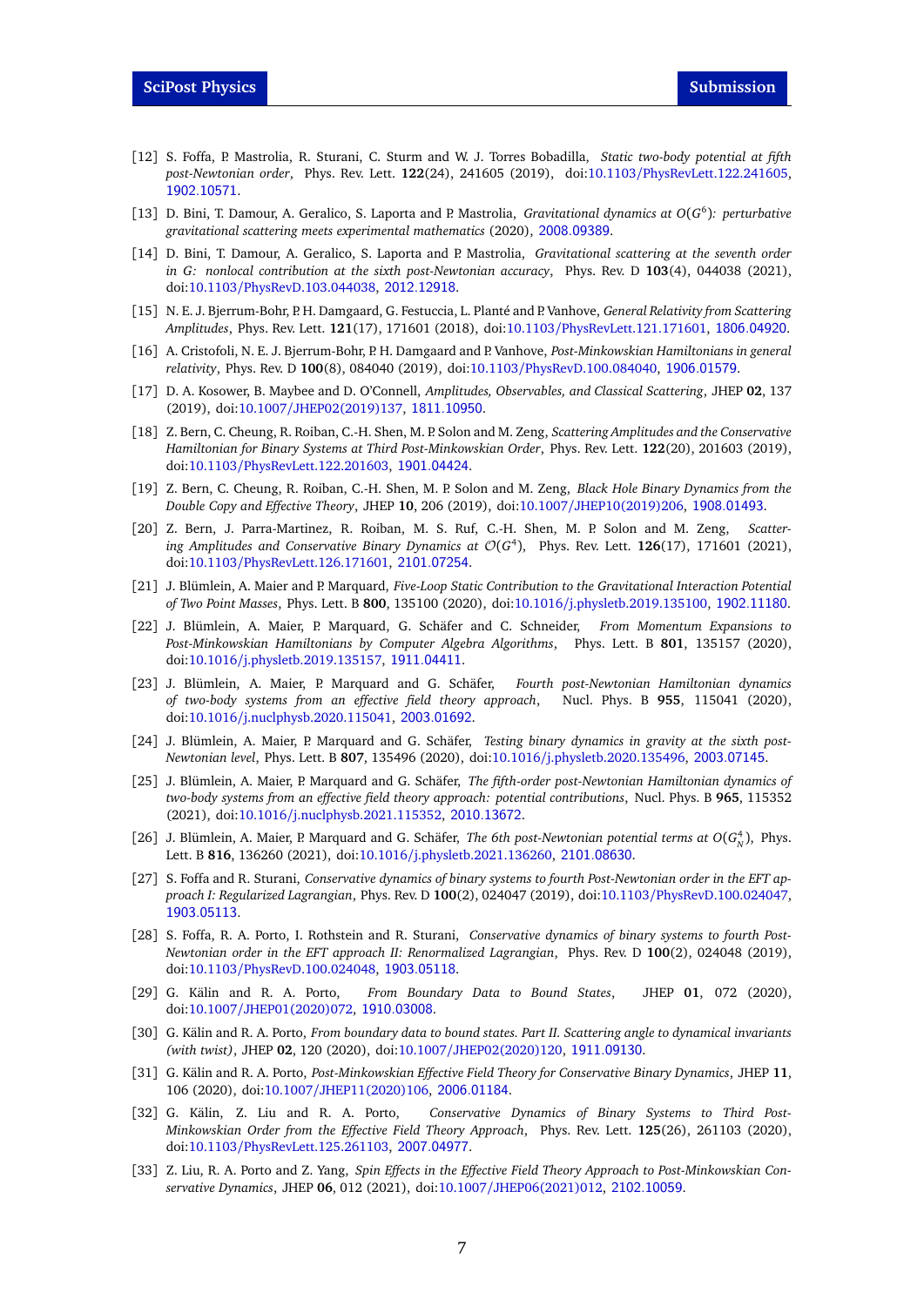[12] S. Foffa, P. Mastrolia, R. Sturani, C. Sturm and W. J. Torres Bobadilla, *Static two-body potential at fifth post-Newtonian order*, Phys. Rev. Lett. **122**(24), 241605 (2019), doi:10.1103/PhysRevLett.122.241605, 1902.10571.

[13] D. Bini, T. Damour, A. Geralico, S. Laporta and P. Mastrolia, *Gravitational dynamics at $O(G^6)$: perturbative gravitational scattering meets experimental mathematics* (2020), 2008.09389.

[14] D. Bini, T. Damour, A. Geralico, S. Laporta and P. Mastrolia, *Gravitational scattering at the seventh order in G: nonlocal contribution at the sixth post-Newtonian accuracy*, Phys. Rev. D **103**(4), 044038 (2021), doi:10.1103/PhysRevD.103.044038, 2012.12918.

[15] N. E. J. Bjerrum-Bohr, P. H. Damgaard, G. Festuccia, L. Planté and P. Vanhove, *General Relativity from Scattering Amplitudes*, Phys. Rev. Lett. **121**(17), 171601 (2018), doi:10.1103/PhysRevLett.121.171601, 1806.04920.

[16] A. Cristofoli, N. E. J. Bjerrum-Bohr, P. H. Damgaard and P. Vanhove, *Post-Minkowskian Hamiltonians in general relativity*, Phys. Rev. D **100**(8), 084040 (2019), doi:10.1103/PhysRevD.100.084040, 1906.01579.

[17] D. A. Kosower, B. Maybee and D. O'Connell, *Amplitudes, Observables, and Classical Scattering*, JHEP **02**, 137 (2019), doi:10.1007/JHEP02(2019)137, 1811.10950.

[18] Z. Bern, C. Cheung, R. Roiban, C.-H. Shen, M. P. Solon and M. Zeng, *Scattering Amplitudes and the Conservative Hamiltonian for Binary Systems at Third Post-Minkowskian Order*, Phys. Rev. Lett. **122**(20), 201603 (2019), doi:10.1103/PhysRevLett.122.201603, 1901.04424.

[19] Z. Bern, C. Cheung, R. Roiban, C.-H. Shen, M. P. Solon and M. Zeng, *Black Hole Binary Dynamics from the Double Copy and Effective Theory*, JHEP **10**, 206 (2019), doi:10.1007/JHEP10(2019)206, 1908.01493.

[20] Z. Bern, J. Parra-Martinez, R. Roiban, M. S. Ruf, C.-H. Shen, M. P. Solon and M. Zeng, *Scattering Amplitudes and Conservative Binary Dynamics at $\mathcal{O}(G^4)$*, Phys. Rev. Lett. **126**(17), 171601 (2021), doi:10.1103/PhysRevLett.126.171601, 2101.07254.

[21] J. Blümlein, A. Maier and P. Marquard, *Five-Loop Static Contribution to the Gravitational Interaction Potential of Two Point Masses*, Phys. Lett. B **800**, 135100 (2020), doi:10.1016/j.physletb.2019.135100, 1902.11180.

[22] J. Blümlein, A. Maier, P. Marquard, G. Schäfer and C. Schneider, *From Momentum Expansions to Post-Minkowskian Hamiltonians by Computer Algebra Algorithms*, Phys. Lett. B **801**, 135157 (2020), doi:10.1016/j.physletb.2019.135157, 1911.04411.

[23] J. Blümlein, A. Maier, P. Marquard and G. Schäfer, *Fourth post-Newtonian Hamiltonian dynamics of two-body systems from an effective field theory approach*, Nucl. Phys. B **955**, 115041 (2020), doi:10.1016/j.nuclphysb.2020.115041, 2003.01692.

[24] J. Blümlein, A. Maier, P. Marquard and G. Schäfer, *Testing binary dynamics in gravity at the sixth post-Newtonian level*, Phys. Lett. B **807**, 135496 (2020), doi:10.1016/j.physletb.2020.135496, 2003.07145.

[25] J. Blümlein, A. Maier, P. Marquard and G. Schäfer, *The fifth-order post-Newtonian Hamiltonian dynamics of two-body systems from an effective field theory approach: potential contributions*, Nucl. Phys. B **965**, 115352 (2021), doi:10.1016/j.nuclphysb.2021.115352, 2010.13672.

[26] J. Blümlein, A. Maier, P. Marquard and G. Schäfer, *The 6th post-Newtonian potential terms at $O(G_N^4)$*, Phys. Lett. B **816**, 136260 (2021), doi:10.1016/j.physletb.2021.136260, 2101.08630.

[27] S. Foffa and R. Sturani, *Conservative dynamics of binary systems to fourth Post-Newtonian order in the EFT approach I: Regularized Lagrangian*, Phys. Rev. D **100**(2), 024047 (2019), doi:10.1103/PhysRevD.100.024047, 1903.05113.

[28] S. Foffa, R. A. Porto, I. Rothstein and R. Sturani, *Conservative dynamics of binary systems to fourth Post-Newtonian order in the EFT approach II: Renormalized Lagrangian*, Phys. Rev. D **100**(2), 024048 (2019), doi:10.1103/PhysRevD.100.024048, 1903.05118.

[29] G. Kälin and R. A. Porto, *From Boundary Data to Bound States*, JHEP **01**, 072 (2020), doi:10.1007/JHEP01(2020)072, 1910.03008.

[30] G. Kälin and R. A. Porto, *From boundary data to bound states. Part II. Scattering angle to dynamical invariants (with twist)*, JHEP **02**, 120 (2020), doi:10.1007/JHEP02(2020)120, 1911.09130.

[31] G. Kälin and R. A. Porto, *Post-Minkowskian Effective Field Theory for Conservative Binary Dynamics*, JHEP **11**, 106 (2020), doi:10.1007/JHEP11(2020)106, 2006.01184.

[32] G. Kälin, Z. Liu and R. A. Porto, *Conservative Dynamics of Binary Systems to Third Post-Minkowskian Order from the Effective Field Theory Approach*, Phys. Rev. Lett. **125**(26), 261103 (2020), doi:10.1103/PhysRevLett.125.261103, 2007.04977.

[33] Z. Liu, R. A. Porto and Z. Yang, *Spin Effects in the Effective Field Theory Approach to Post-Minkowskian Conservative Dynamics*, JHEP **06**, 012 (2021), doi:10.1007/JHEP06(2021)012, 2102.10059.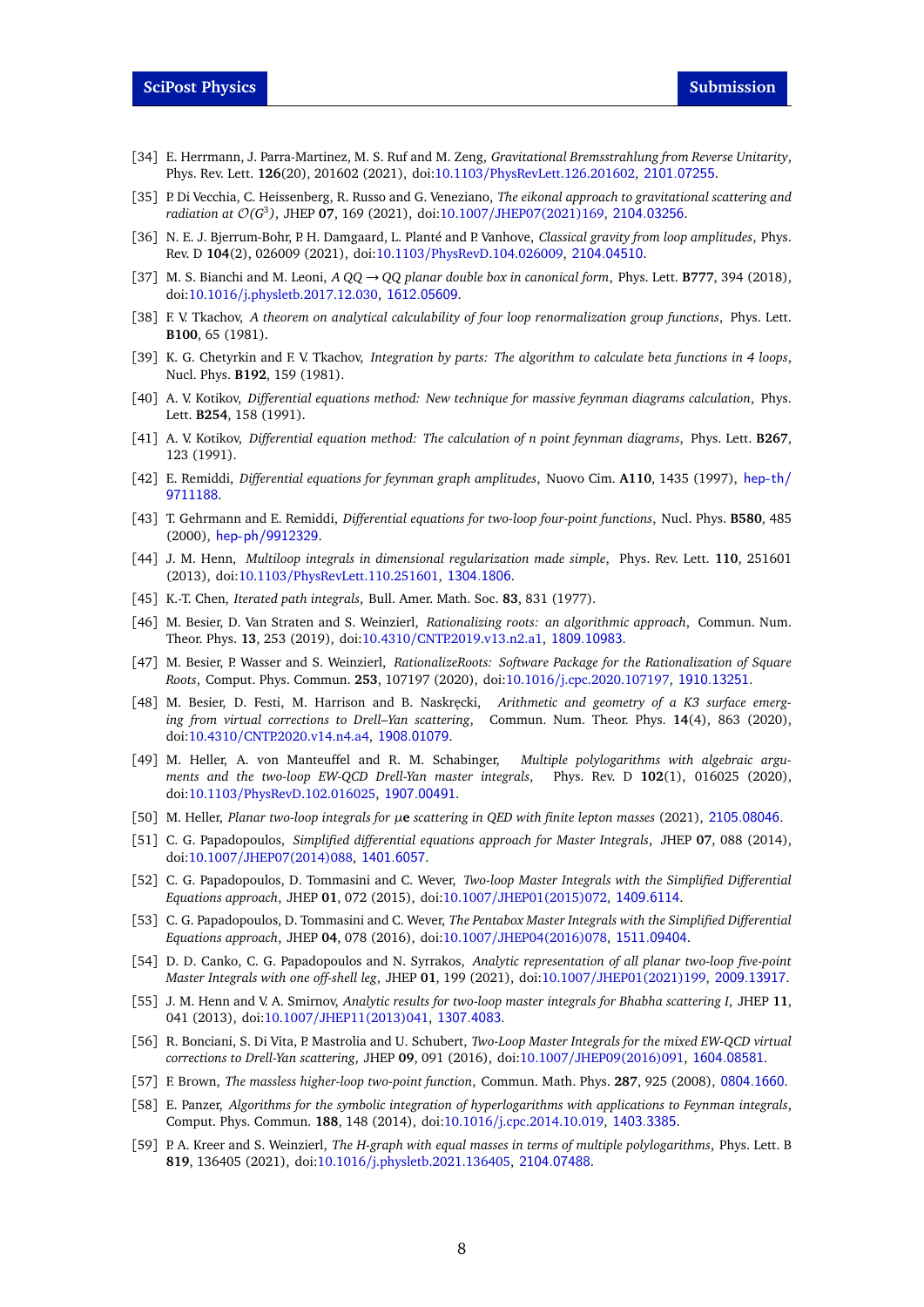[34] E. Herrmann, J. Parra-Martinez, M. S. Ruf and M. Zeng, *Gravitational Bremsstrahlung from Reverse Unitarity*, Phys. Rev. Lett. **126**(20), 201602 (2021), doi:10.1103/PhysRevLett.126.201602, 2101.07255.

[35] P. Di Vecchia, C. Heissenberg, R. Russo and G. Veneziano, *The eikonal approach to gravitational scattering and radiation at $\mathcal{O}(G^3)$*, JHEP **07**, 169 (2021), doi:10.1007/JHEP07(2021)169, 2104.03256.

[36] N. E. J. Bjerrum-Bohr, P. H. Damgaard, L. Planté and P. Vanhove, *Classical gravity from loop amplitudes*, Phys. Rev. D **104**(2), 026009 (2021), doi:10.1103/PhysRevD.104.026009, 2104.04510.

[37] M. S. Bianchi and M. Leoni, *A QQ → QQ planar double box in canonical form*, Phys. Lett. **B777**, 394 (2018), doi:10.1016/j.physletb.2017.12.030, 1612.05609.

[38] F. V. Tkachov, *A theorem on analytical calculability of four loop renormalization group functions*, Phys. Lett. **B100**, 65 (1981).

[39] K. G. Chetyrkin and F. V. Tkachov, *Integration by parts: The algorithm to calculate beta functions in 4 loops*, Nucl. Phys. **B192**, 159 (1981).

[40] A. V. Kotikov, *Differential equations method: New technique for massive feynman diagrams calculation*, Phys. Lett. **B254**, 158 (1991).

[41] A. V. Kotikov, *Differential equation method: The calculation of n point feynman diagrams*, Phys. Lett. **B267**, 123 (1991).

[42] E. Remiddi, *Differential equations for feynman graph amplitudes*, Nuovo Cim. **A110**, 1435 (1997), hep-th/9711188.

[43] T. Gehrmann and E. Remiddi, *Differential equations for two-loop four-point functions*, Nucl. Phys. **B580**, 485 (2000), hep-ph/9912329.

[44] J. M. Henn, *Multiloop integrals in dimensional regularization made simple*, Phys. Rev. Lett. **110**, 251601 (2013), doi:10.1103/PhysRevLett.110.251601, 1304.1806.

[45] K.-T. Chen, *Iterated path integrals*, Bull. Amer. Math. Soc. **83**, 831 (1977).

[46] M. Besier, D. Van Straten and S. Weinzierl, *Rationalizing roots: an algorithmic approach*, Commun. Num. Theor. Phys. **13**, 253 (2019), doi:10.4310/CNTP.2019.v13.n2.a1, 1809.10983.

[47] M. Besier, P. Wasser and S. Weinzierl, *RationalizeRoots: Software Package for the Rationalization of Square Roots*, Comput. Phys. Commun. **253**, 107197 (2020), doi:10.1016/j.cpc.2020.107197, 1910.13251.

[48] M. Besier, D. Festi, M. Harrison and B. Naskręcki, *Arithmetic and geometry of a K3 surface emerging from virtual corrections to Drell–Yan scattering*, Commun. Num. Theor. Phys. **14**(4), 863 (2020), doi:10.4310/CNTP.2020.v14.n4.a4, 1908.01079.

[49] M. Heller, A. von Manteuffel and R. M. Schabinger, *Multiple polylogarithms with algebraic arguments and the two-loop EW-QCD Drell-Yan master integrals*, Phys. Rev. D **102**(1), 016025 (2020), doi:10.1103/PhysRevD.102.016025, 1907.00491.

[50] M. Heller, *Planar two-loop integrals for μe scattering in QED with finite lepton masses* (2021), 2105.08046.

[51] C. G. Papadopoulos, *Simplified differential equations approach for Master Integrals*, JHEP **07**, 088 (2014), doi:10.1007/JHEP07(2014)088, 1401.6057.

[52] C. G. Papadopoulos, D. Tommasini and C. Wever, *Two-loop Master Integrals with the Simplified Differential Equations approach*, JHEP **01**, 072 (2015), doi:10.1007/JHEP01(2015)072, 1409.6114.

[53] C. G. Papadopoulos, D. Tommasini and C. Wever, *The Pentabox Master Integrals with the Simplified Differential Equations approach*, JHEP **04**, 078 (2016), doi:10.1007/JHEP04(2016)078, 1511.09404.

[54] D. D. Canko, C. G. Papadopoulos and N. Syrrakos, *Analytic representation of all planar two-loop five-point Master Integrals with one off-shell leg*, JHEP **01**, 199 (2021), doi:10.1007/JHEP01(2021)199, 2009.13917.

[55] J. M. Henn and V. A. Smirnov, *Analytic results for two-loop master integrals for Bhabha scattering I*, JHEP **11**, 041 (2013), doi:10.1007/JHEP11(2013)041, 1307.4083.

[56] R. Bonciani, S. Di Vita, P. Mastrolia and U. Schubert, *Two-Loop Master Integrals for the mixed EW-QCD virtual corrections to Drell-Yan scattering*, JHEP **09**, 091 (2016), doi:10.1007/JHEP09(2016)091, 1604.08581.

[57] F. Brown, *The massless higher-loop two-point function*, Commun. Math. Phys. **287**, 925 (2008), 0804.1660.

[58] E. Panzer, *Algorithms for the symbolic integration of hyperlogarithms with applications to Feynman integrals*, Comput. Phys. Commun. **188**, 148 (2014), doi:10.1016/j.cpc.2014.10.019, 1403.3385.

[59] P. A. Kreer and S. Weinzierl, *The H-graph with equal masses in terms of multiple polylogarithms*, Phys. Lett. B **819**, 136405 (2021), doi:10.1016/j.physletb.2021.136405, 2104.07488.